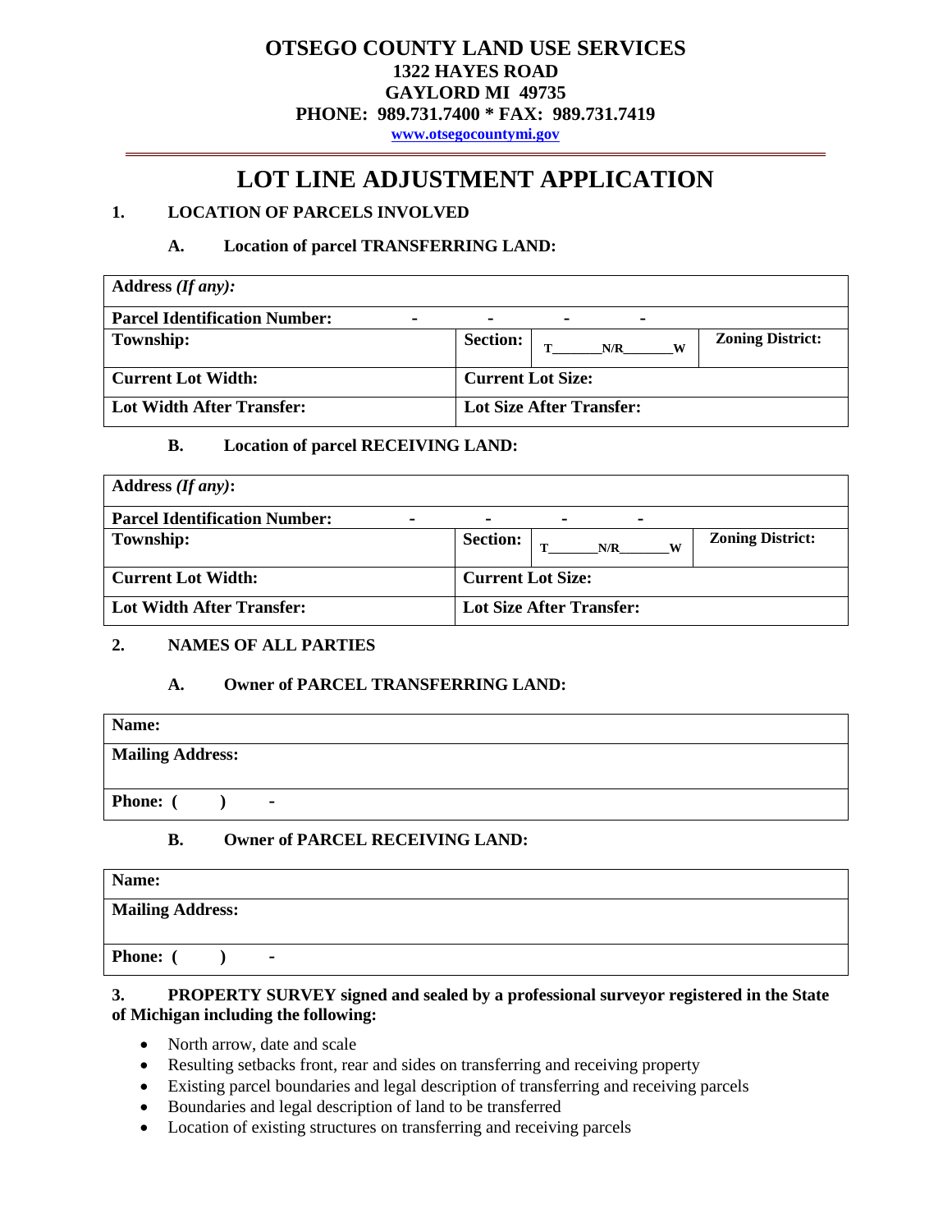# OTSEGO COUNTY LAND USE SERVICES

**1322 HAYES ROAD**
**GAYLORD MI 49735**
**PHONE: 989.731.7400 * FAX: 989.731.7419**
**www.otsegocountymi.gov**

---

# LOT LINE ADJUSTMENT APPLICATION

## 1. LOCATION OF PARCELS INVOLVED

### A. Location of parcel TRANSFERRING LAND:

| **Address** ***(If any):*** | | | |
|---|---|---|---|
| **Parcel Identification Number:** - - - - | | | |
| **Township:** | **Section:** | **T\_\_\_\_\_\_\_N/R\_\_\_\_\_\_\_W** | **Zoning District:** |
| **Current Lot Width:** | **Current Lot Size:** | | |
| **Lot Width After Transfer:** | **Lot Size After Transfer:** | | |

### B. Location of parcel RECEIVING LAND:

| **Address** ***(If any)*****:** | | | |
|---|---|---|---|
| **Parcel Identification Number:** - - - - | | | |
| **Township:** | **Section:** | **T\_\_\_\_\_\_\_N/R\_\_\_\_\_\_\_W** | **Zoning District:** |
| **Current Lot Width:** | **Current Lot Size:** | | |
| **Lot Width After Transfer:** | **Lot Size After Transfer:** | | |

## 2. NAMES OF ALL PARTIES

### A. Owner of PARCEL TRANSFERRING LAND:

| **Name:** |
|---|
| **Mailing Address:** |
| **Phone: (       )       -** |

### B. Owner of PARCEL RECEIVING LAND:

| **Name:** |
|---|
| **Mailing Address:** |
| **Phone: (       )       -** |

## 3. PROPERTY SURVEY signed and sealed by a professional surveyor registered in the State of Michigan including the following:

- North arrow, date and scale
- Resulting setbacks front, rear and sides on transferring and receiving property
- Existing parcel boundaries and legal description of transferring and receiving parcels
- Boundaries and legal description of land to be transferred
- Location of existing structures on transferring and receiving parcels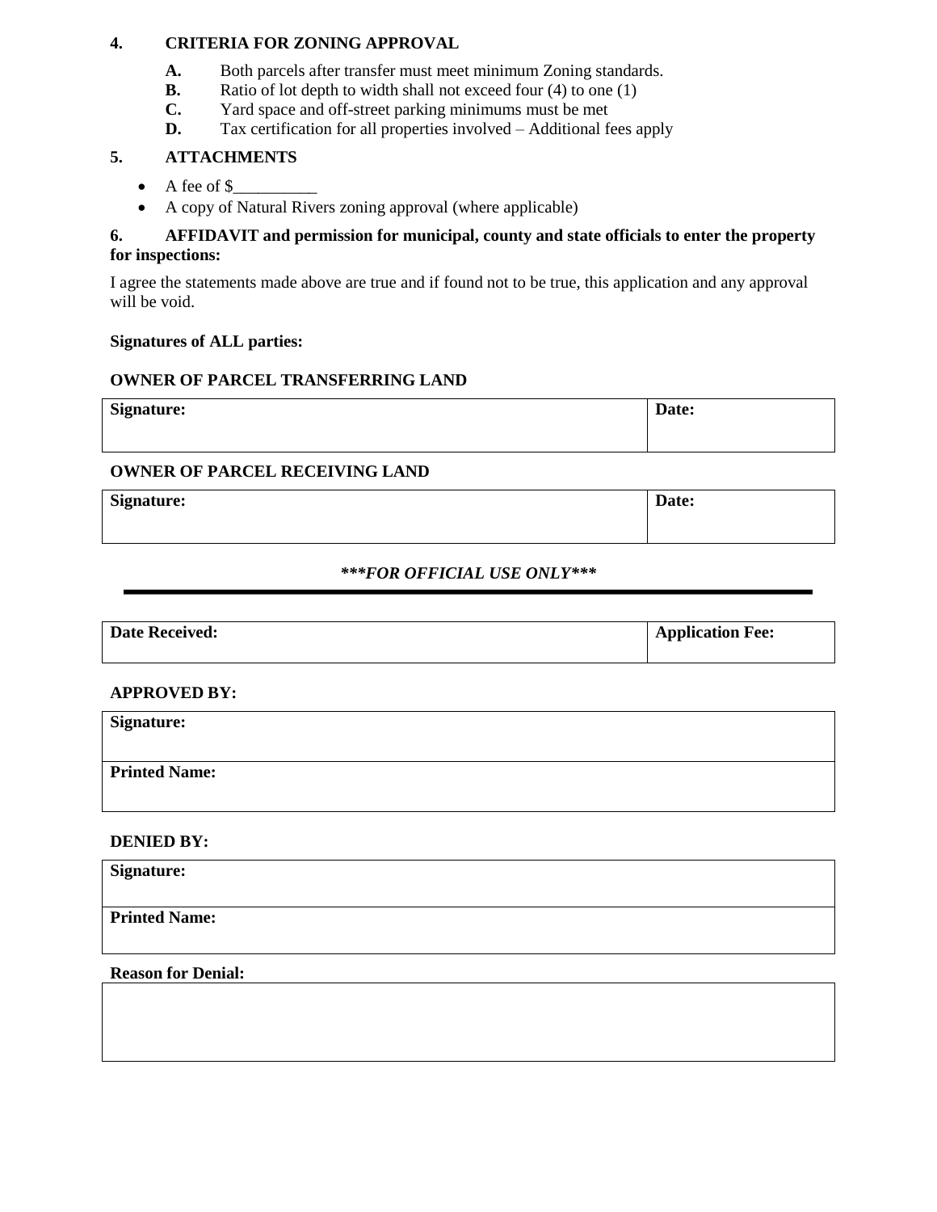## 4. CRITERIA FOR ZONING APPROVAL

- **A.** Both parcels after transfer must meet minimum Zoning standards.
- **B.** Ratio of lot depth to width shall not exceed four (4) to one (1)
- **C.** Yard space and off-street parking minimums must be met
- **D.** Tax certification for all properties involved – Additional fees apply

## 5. ATTACHMENTS

- A fee of $__________
- A copy of Natural Rivers zoning approval (where applicable)

## 6. AFFIDAVIT and permission for municipal, county and state officials to enter the property for inspections:

I agree the statements made above are true and if found not to be true, this application and any approval will be void.

**Signatures of ALL parties:**

**OWNER OF PARCEL TRANSFERRING LAND**

| Signature: | Date: |
|---|---|
| | |

**OWNER OF PARCEL RECEIVING LAND**

| Signature: | Date: |
|---|---|
| | |

***\*\*\*FOR OFFICIAL USE ONLY\*\*\****

| Date Received: | Application Fee: |
|---|---|
| | |

**APPROVED BY:**

| | |
|---|---|
| **Signature:** | |
| **Printed Name:** | |

**DENIED BY:**

| | |
|---|---|
| **Signature:** | |
| **Printed Name:** | |

**Reason for Denial:**

| |
|---|
| |